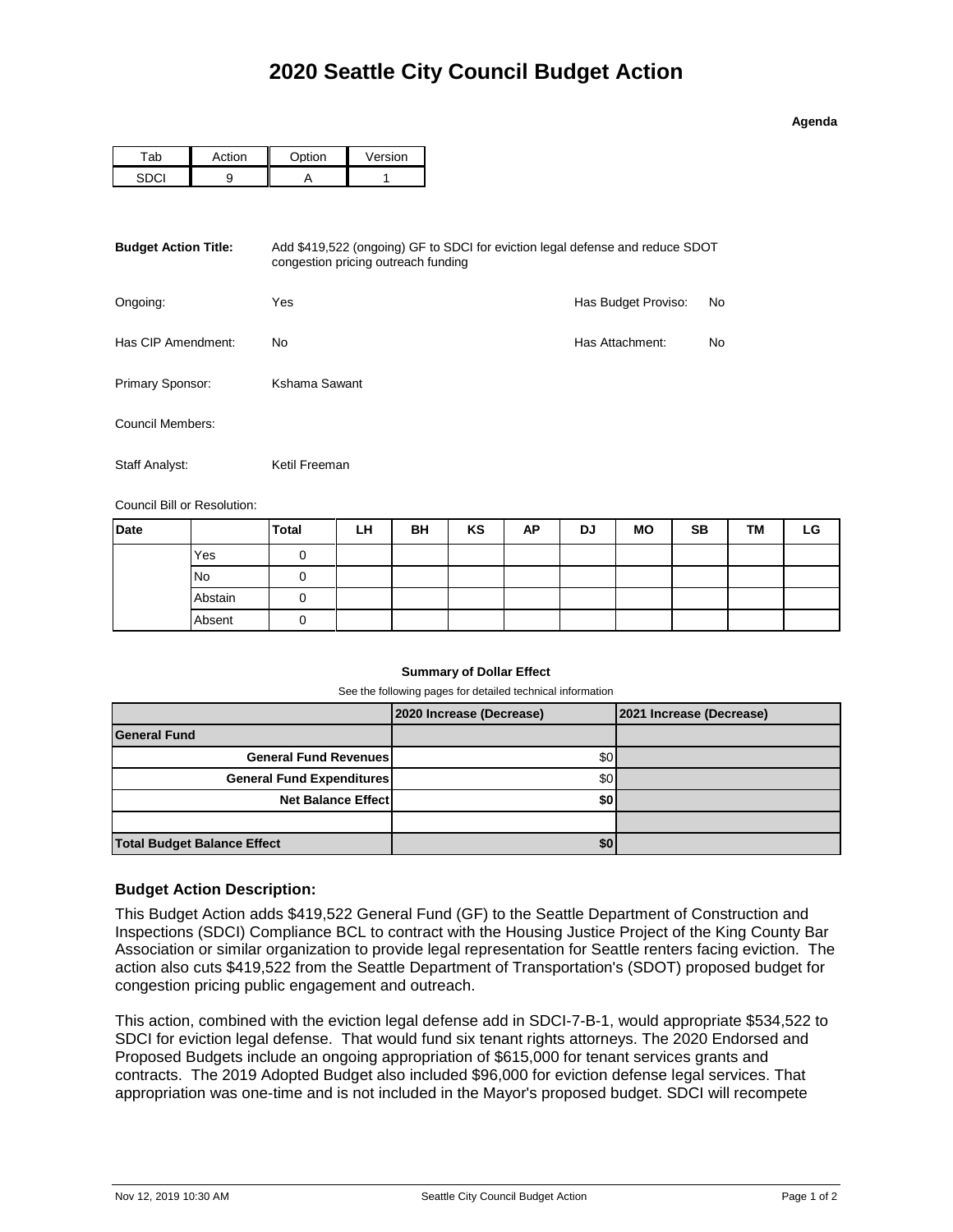# 2020 Seattle City Council Budget Action

**Agenda**

| Tab | Action | Option | Version |
|---|---|---|---|
| SDCI | 9 | A | 1 |

**Budget Action Title:** Add $419,522 (ongoing) GF to SDCI for eviction legal defense and reduce SDOT congestion pricing outreach funding

Ongoing: Yes

Has Budget Proviso: No

Has CIP Amendment: No

Has Attachment: No

Primary Sponsor: Kshama Sawant

Council Members:

Staff Analyst: Ketil Freeman

Council Bill or Resolution:

| Date | | Total | LH | BH | KS | AP | DJ | MO | SB | TM | LG |
|---|---|---|---|---|---|---|---|---|---|---|---|
| | Yes | 0 | | | | | | | | | |
| | No | 0 | | | | | | | | | |
| | Abstain | 0 | | | | | | | | | |
| | Absent | 0 | | | | | | | | | |

**Summary of Dollar Effect**

See the following pages for detailed technical information

| | 2020 Increase (Decrease) | 2021 Increase (Decrease) |
|---|---|---|
| **General Fund** | | |
| **General Fund Revenues** | $0 | |
| **General Fund Expenditures** | $0 | |
| **Net Balance Effect** | **$0** | |
| | | |
| **Total Budget Balance Effect** | **$0** | |

### Budget Action Description:

This Budget Action adds $419,522 General Fund (GF) to the Seattle Department of Construction and Inspections (SDCI) Compliance BCL to contract with the Housing Justice Project of the King County Bar Association or similar organization to provide legal representation for Seattle renters facing eviction. The action also cuts $419,522 from the Seattle Department of Transportation's (SDOT) proposed budget for congestion pricing public engagement and outreach.

This action, combined with the eviction legal defense add in SDCI-7-B-1, would appropriate $534,522 to SDCI for eviction legal defense. That would fund six tenant rights attorneys. The 2020 Endorsed and Proposed Budgets include an ongoing appropriation of $615,000 for tenant services grants and contracts. The 2019 Adopted Budget also included $96,000 for eviction defense legal services. That appropriation was one-time and is not included in the Mayor's proposed budget. SDCI will recompete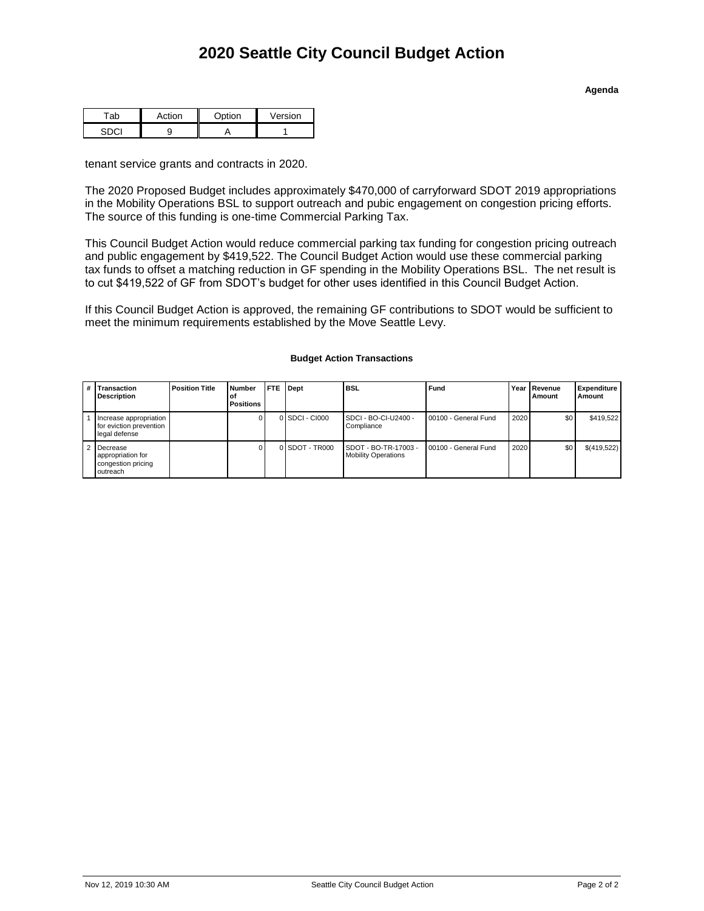# 2020 Seattle City Council Budget Action

**Agenda**

| Tab | Action | Option | Version |
|---|---|---|---|
| SDCI | 9 | A | 1 |

tenant service grants and contracts in 2020.

The 2020 Proposed Budget includes approximately $470,000 of carryforward SDOT 2019 appropriations in the Mobility Operations BSL to support outreach and pubic engagement on congestion pricing efforts. The source of this funding is one-time Commercial Parking Tax.

This Council Budget Action would reduce commercial parking tax funding for congestion pricing outreach and public engagement by $419,522. The Council Budget Action would use these commercial parking tax funds to offset a matching reduction in GF spending in the Mobility Operations BSL. The net result is to cut $419,522 of GF from SDOT's budget for other uses identified in this Council Budget Action.

If this Council Budget Action is approved, the remaining GF contributions to SDOT would be sufficient to meet the minimum requirements established by the Move Seattle Levy.

**Budget Action Transactions**

| # | Transaction Description | Position Title | Number of Positions | FTE | Dept | BSL | Fund | Year | Revenue Amount | Expenditure Amount |
|---|---|---|---|---|---|---|---|---|---|---|
| 1 | Increase appropriation for eviction prevention legal defense | | 0 | 0 | SDCI - CI000 | SDCI - BO-CI-U2400 - Compliance | 00100 - General Fund | 2020 | $0 | $419,522 |
| 2 | Decrease appropriation for congestion pricing outreach | | 0 | 0 | SDOT - TR000 | SDOT - BO-TR-17003 - Mobility Operations | 00100 - General Fund | 2020 | $0 | $(419,522) |